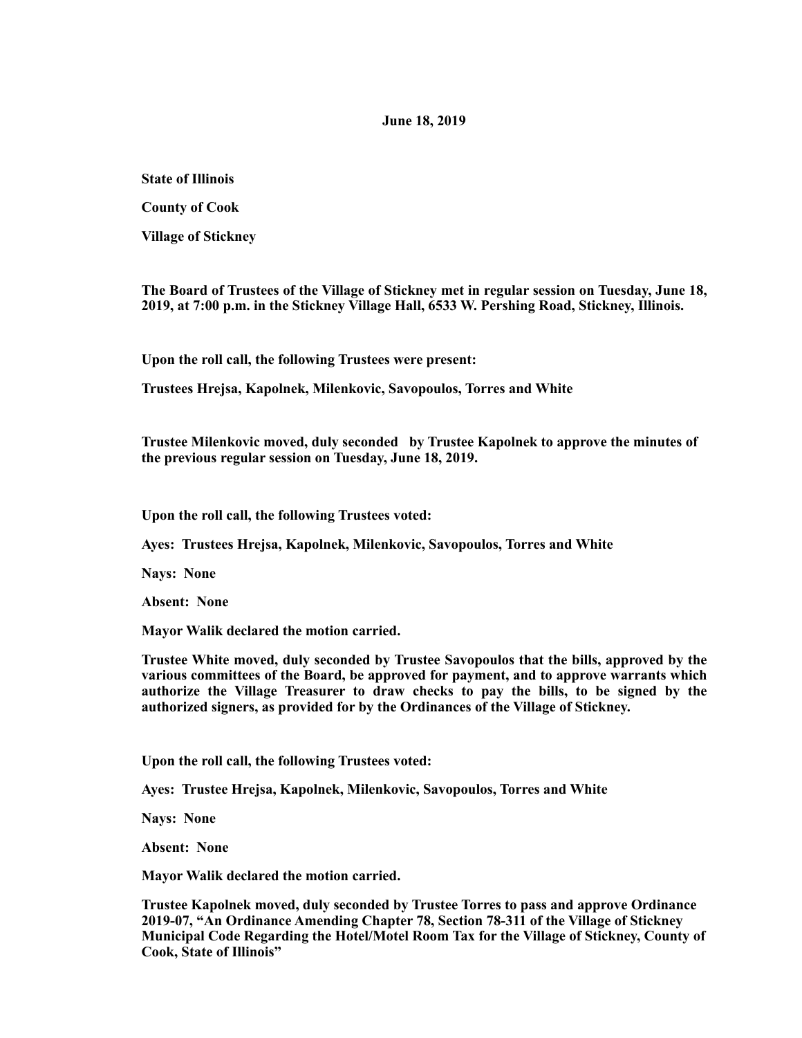**June 18, 2019**

**State of Illinois**

**County of Cook**

**Village of Stickney**

**The Board of Trustees of the Village of Stickney met in regular session on Tuesday, June 18, 2019, at 7:00 p.m. in the Stickney Village Hall, 6533 W. Pershing Road, Stickney, Illinois.**

**Upon the roll call, the following Trustees were present:**

**Trustees Hrejsa, Kapolnek, Milenkovic, Savopoulos, Torres and White**

**Trustee Milenkovic moved, duly seconded by Trustee Kapolnek to approve the minutes of the previous regular session on Tuesday, June 18, 2019.**

**Upon the roll call, the following Trustees voted:**

**Ayes: Trustees Hrejsa, Kapolnek, Milenkovic, Savopoulos, Torres and White**

**Nays: None**

**Absent: None**

**Mayor Walik declared the motion carried.**

**Trustee White moved, duly seconded by Trustee Savopoulos that the bills, approved by the various committees of the Board, be approved for payment, and to approve warrants which authorize the Village Treasurer to draw checks to pay the bills, to be signed by the authorized signers, as provided for by the Ordinances of the Village of Stickney.**

**Upon the roll call, the following Trustees voted:**

**Ayes: Trustee Hrejsa, Kapolnek, Milenkovic, Savopoulos, Torres and White**

**Nays: None**

**Absent: None**

**Mayor Walik declared the motion carried.**

**Trustee Kapolnek moved, duly seconded by Trustee Torres to pass and approve Ordinance 2019-07, "An Ordinance Amending Chapter 78, Section 78-311 of the Village of Stickney Municipal Code Regarding the Hotel/Motel Room Tax for the Village of Stickney, County of Cook, State of Illinois"**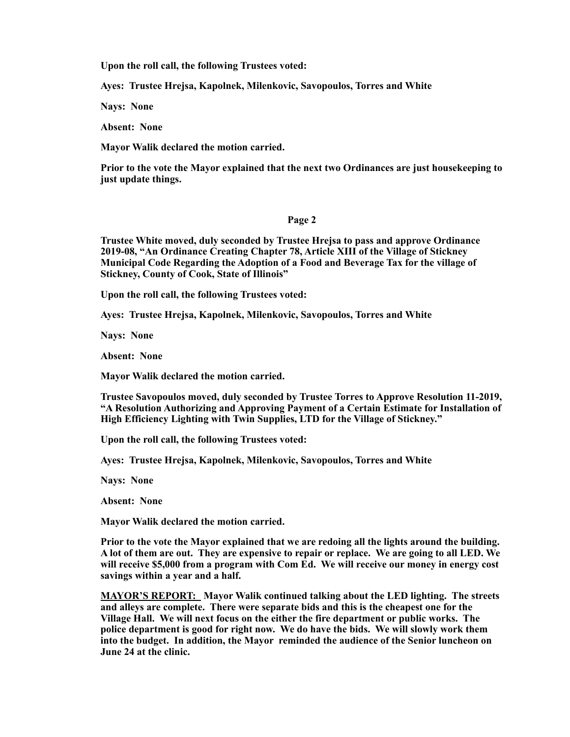**Upon the roll call, the following Trustees voted:**

**Ayes: Trustee Hrejsa, Kapolnek, Milenkovic, Savopoulos, Torres and White**

**Nays: None**

**Absent: None**

**Mayor Walik declared the motion carried.**

**Prior to the vote the Mayor explained that the next two Ordinances are just housekeeping to just update things.**

**Trustee White moved, duly seconded by Trustee Hrejsa to pass and approve Ordinance 2019-08, "An Ordinance Creating Chapter 78, Article XIII of the Village of Stickney Municipal Code Regarding the Adoption of a Food and Beverage Tax for the village of Stickney, County of Cook, State of Illinois"**

**Upon the roll call, the following Trustees voted:**

**Ayes: Trustee Hrejsa, Kapolnek, Milenkovic, Savopoulos, Torres and White**

**Nays: None**

**Absent: None**

**Mayor Walik declared the motion carried.**

**Trustee Savopoulos moved, duly seconded by Trustee Torres to Approve Resolution 11-2019, "A Resolution Authorizing and Approving Payment of a Certain Estimate for Installation of High Efficiency Lighting with Twin Supplies, LTD for the Village of Stickney."**

**Upon the roll call, the following Trustees voted:**

**Ayes: Trustee Hrejsa, Kapolnek, Milenkovic, Savopoulos, Torres and White**

**Nays: None**

**Absent: None**

**Mayor Walik declared the motion carried.**

**Prior to the vote the Mayor explained that we are redoing all the lights around the building. A lot of them are out. They are expensive to repair or replace. We are going to all LED. We will receive $5,000 from a program with Com Ed. We will receive our money in energy cost savings within a year and a half.**

**<u>MAYOR'S REPORT:</u> Mayor Walik continued talking about the LED lighting. The streets and alleys are complete. There were separate bids and this is the cheapest one for the Village Hall. We will next focus on the either the fire department or public works. The police department is good for right now. We do have the bids. We will slowly work them into the budget. In addition, the Mayor reminded the audience of the Senior luncheon on June 24 at the clinic.**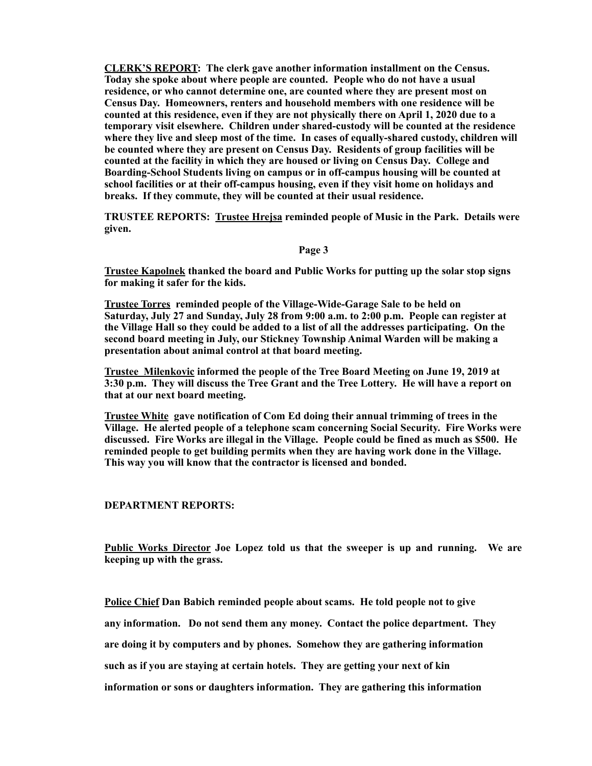**<u>CLERK'S REPORT</u>: The clerk gave another information installment on the Census. Today she spoke about where people are counted. People who do not have a usual residence, or who cannot determine one, are counted where they are present most on Census Day. Homeowners, renters and household members with one residence will be counted at this residence, even if they are not physically there on April 1, 2020 due to a temporary visit elsewhere. Children under shared-custody will be counted at the residence where they live and sleep most of the time. In cases of equally-shared custody, children will be counted where they are present on Census Day. Residents of group facilities will be counted at the facility in which they are housed or living on Census Day. College and Boarding-School Students living on campus or in off-campus housing will be counted at school facilities or at their off-campus housing, even if they visit home on holidays and breaks. If they commute, they will be counted at their usual residence.**

**TRUSTEE REPORTS: <u>Trustee Hrejsa</u> reminded people of Music in the Park. Details were given.**

**<u>Trustee Kapolnek</u> thanked the board and Public Works for putting up the solar stop signs for making it safer for the kids.**

**<u>Trustee Torres</u> reminded people of the Village-Wide-Garage Sale to be held on Saturday, July 27 and Sunday, July 28 from 9:00 a.m. to 2:00 p.m. People can register at the Village Hall so they could be added to a list of all the addresses participating. On the second board meeting in July, our Stickney Township Animal Warden will be making a presentation about animal control at that board meeting.**

**<u>Trustee Milenkovic</u> informed the people of the Tree Board Meeting on June 19, 2019 at 3:30 p.m. They will discuss the Tree Grant and the Tree Lottery. He will have a report on that at our next board meeting.**

**<u>Trustee White</u> gave notification of Com Ed doing their annual trimming of trees in the Village. He alerted people of a telephone scam concerning Social Security. Fire Works were discussed. Fire Works are illegal in the Village. People could be fined as much as $500. He reminded people to get building permits when they are having work done in the Village. This way you will know that the contractor is licensed and bonded.**

**DEPARTMENT REPORTS:**

**<u>Public Works Director</u> Joe Lopez told us that the sweeper is up and running. We are keeping up with the grass.**

**<u>Police Chief</u> Dan Babich reminded people about scams. He told people not to give any information. Do not send them any money. Contact the police department. They are doing it by computers and by phones. Somehow they are gathering information such as if you are staying at certain hotels. They are getting your next of kin information or sons or daughters information. They are gathering this information**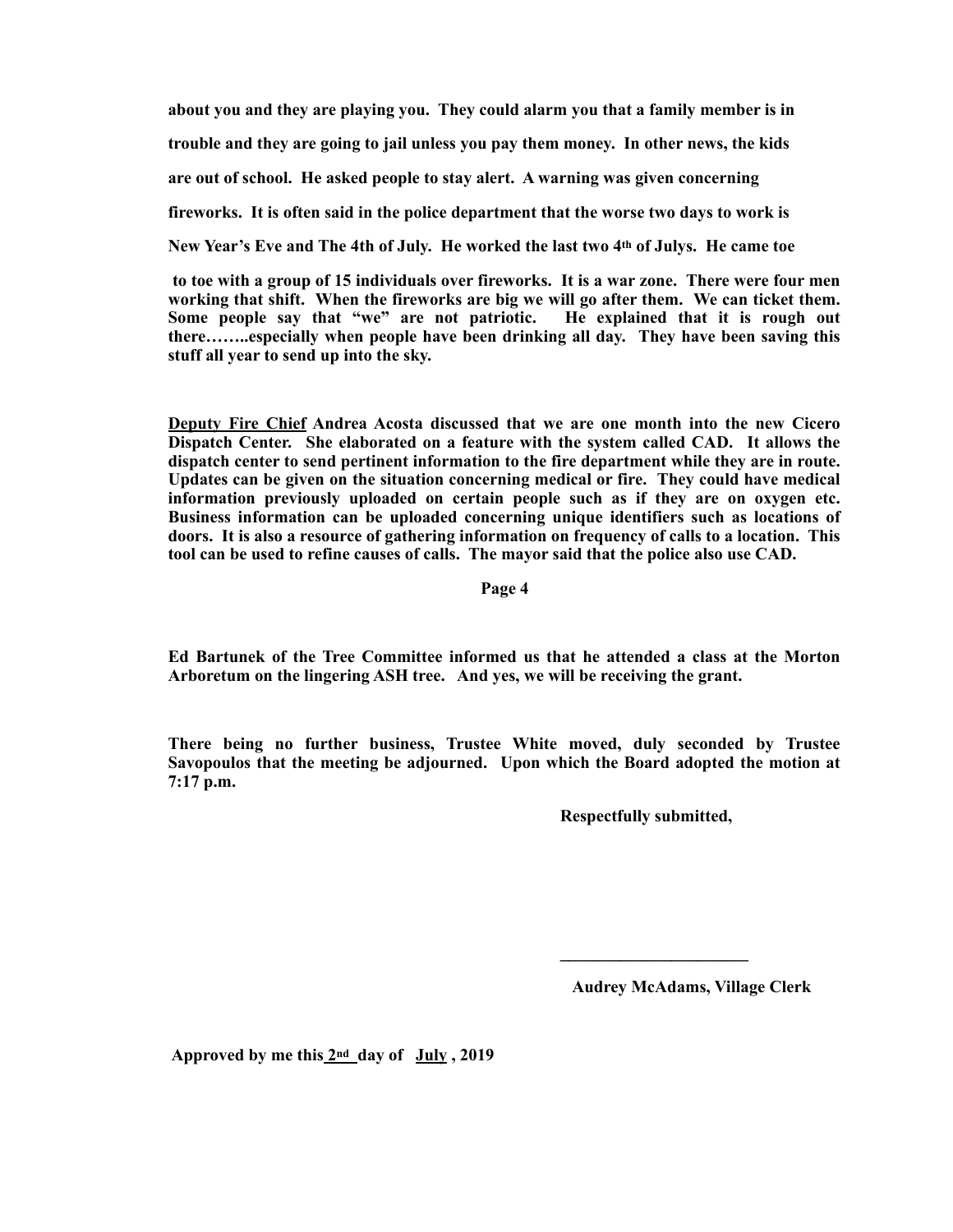**about you and they are playing you. They could alarm you that a family member is in trouble and they are going to jail unless you pay them money. In other news, the kids are out of school. He asked people to stay alert. A warning was given concerning fireworks. It is often said in the police department that the worse two days to work is New Year's Eve and The 4th of July. He worked the last two 4th of Julys. He came toe to toe with a group of 15 individuals over fireworks. It is a war zone. There were four men working that shift. When the fireworks are big we will go after them. We can ticket them. Some people say that "we" are not patriotic. He explained that it is rough out there……..especially when people have been drinking all day. They have been saving this stuff all year to send up into the sky.**

**<u>Deputy Fire Chief</u> Andrea Acosta discussed that we are one month into the new Cicero Dispatch Center. She elaborated on a feature with the system called CAD. It allows the dispatch center to send pertinent information to the fire department while they are in route. Updates can be given on the situation concerning medical or fire. They could have medical information previously uploaded on certain people such as if they are on oxygen etc. Business information can be uploaded concerning unique identifiers such as locations of doors. It is also a resource of gathering information on frequency of calls to a location. This tool can be used to refine causes of calls. The mayor said that the police also use CAD.**

**Ed Bartunek of the Tree Committee informed us that he attended a class at the Morton Arboretum on the lingering ASH tree. And yes, we will be receiving the grant.**

**There being no further business, Trustee White moved, duly seconded by Trustee Savopoulos that the meeting be adjourned. Upon which the Board adopted the motion at 7:17 p.m.**

**Respectfully submitted,**

**______________________**

**Audrey McAdams, Village Clerk**

**Approved by me this <u>2nd</u> day of <u>July</u> , 2019**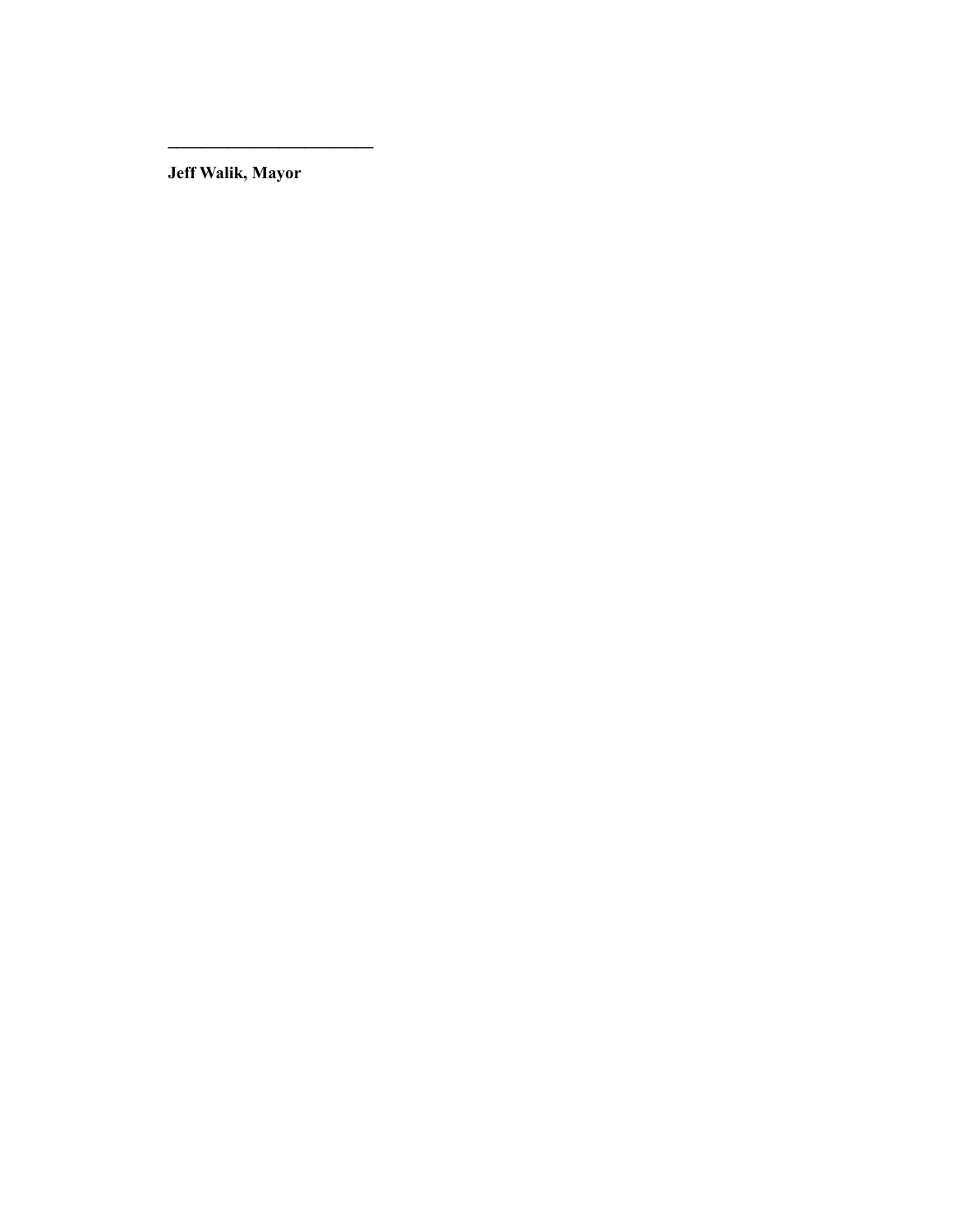\_\_\_\_\_\_\_\_\_\_\_\_\_\_\_\_\_\_\_\_\_\_\_\_\_

**Jeff Walik, Mayor**